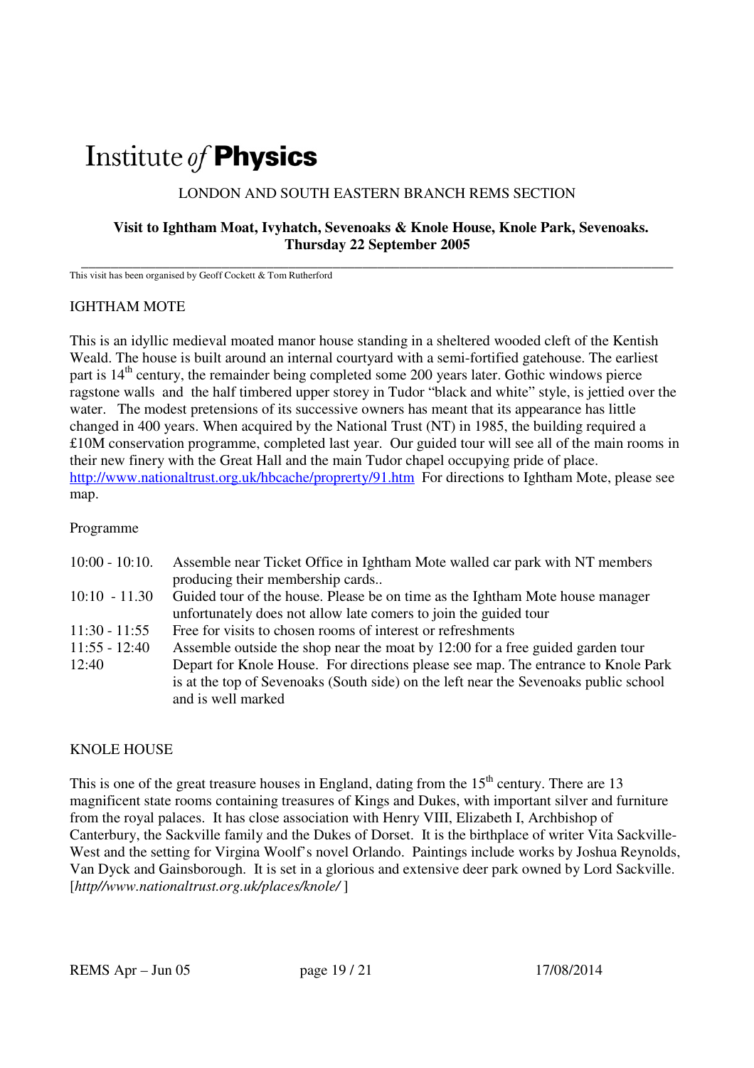# Institute *of* **Physics**

LONDON AND SOUTH EASTERN BRANCH REMS SECTION

**Visit to Ightham Moat, Ivyhatch, Sevenoaks & Knole House, Knole Park, Sevenoaks.**
**Thursday 22 September 2005**

---

This visit has been organised by Geoff Cockett & Tom Rutherford

## IGHTHAM MOTE

This is an idyllic medieval moated manor house standing in a sheltered wooded cleft of the Kentish Weald. The house is built around an internal courtyard with a semi-fortified gatehouse. The earliest part is 14th century, the remainder being completed some 200 years later. Gothic windows pierce ragstone walls and the half timbered upper storey in Tudor "black and white" style, is jettied over the water. The modest pretensions of its successive owners has meant that its appearance has little changed in 400 years. When acquired by the National Trust (NT) in 1985, the building required a £10M conservation programme, completed last year. Our guided tour will see all of the main rooms in their new finery with the Great Hall and the main Tudor chapel occupying pride of place. http://www.nationaltrust.org.uk/hbcache/proprerty/91.htm For directions to Ightham Mote, please see map.

Programme

| | |
|---|---|
| 10:00 - 10:10. | Assemble near Ticket Office in Ightham Mote walled car park with NT members producing their membership cards.. |
| 10:10 - 11.30 | Guided tour of the house. Please be on time as the Ightham Mote house manager unfortunately does not allow late comers to join the guided tour |
| 11:30 - 11:55 | Free for visits to chosen rooms of interest or refreshments |
| 11:55 - 12:40 | Assemble outside the shop near the moat by 12:00 for a free guided garden tour |
| 12:40 | Depart for Knole House. For directions please see map. The entrance to Knole Park is at the top of Sevenoaks (South side) on the left near the Sevenoaks public school and is well marked |

## KNOLE HOUSE

This is one of the great treasure houses in England, dating from the 15th century. There are 13 magnificent state rooms containing treasures of Kings and Dukes, with important silver and furniture from the royal palaces. It has close association with Henry VIII, Elizabeth I, Archbishop of Canterbury, the Sackville family and the Dukes of Dorset. It is the birthplace of writer Vita Sackville-West and the setting for Virgina Woolf's novel Orlando. Paintings include works by Joshua Reynolds, Van Dyck and Gainsborough. It is set in a glorious and extensive deer park owned by Lord Sackville. [*http//www.nationaltrust.org.uk/places/knole/* ]

REMS Apr – Jun 05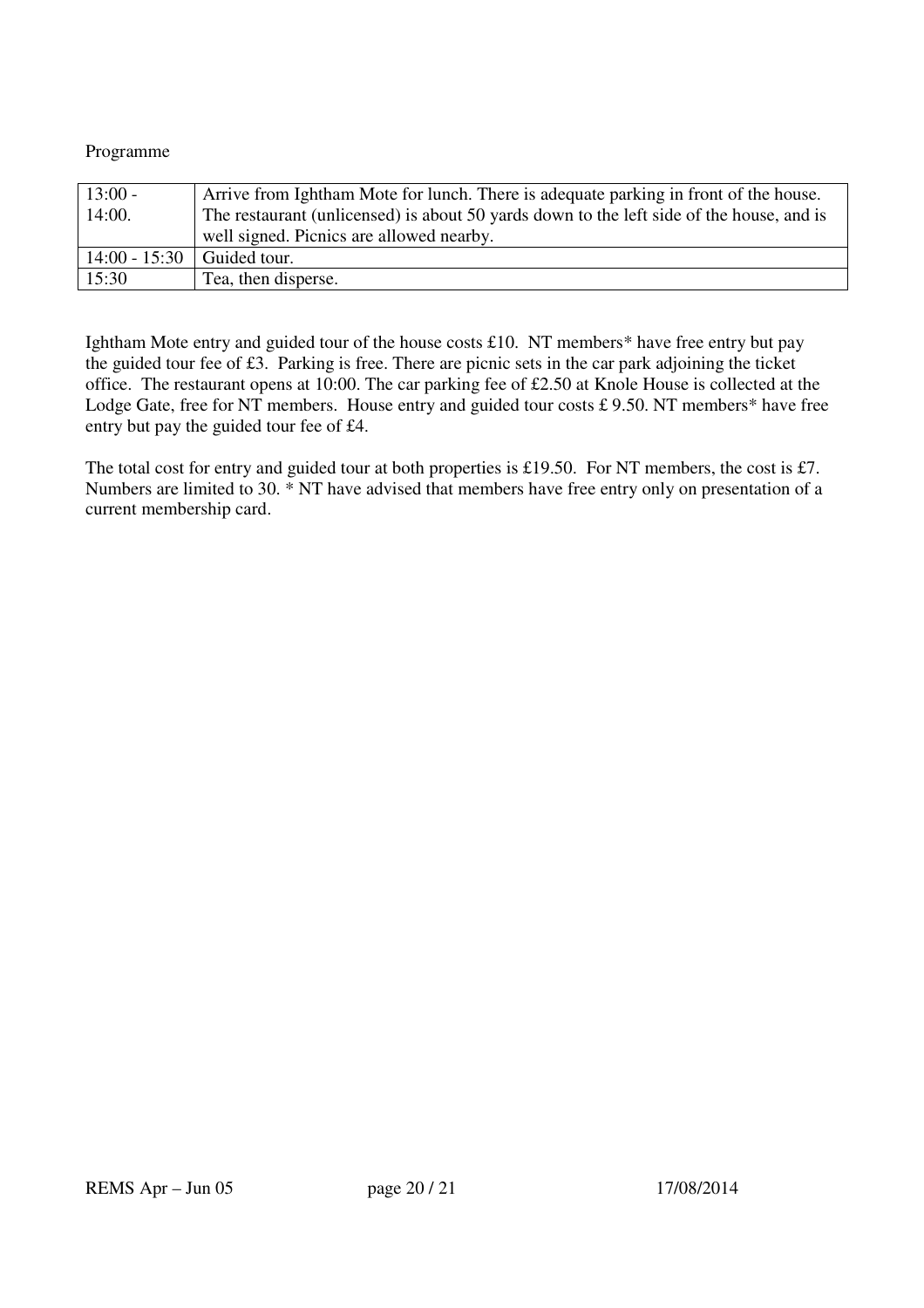Programme

| | |
|---|---|
| 13:00 - 14:00. | Arrive from Ightham Mote for lunch. There is adequate parking in front of the house. The restaurant (unlicensed) is about 50 yards down to the left side of the house, and is well signed. Picnics are allowed nearby. |
| 14:00 - 15:30 | Guided tour. |
| 15:30 | Tea, then disperse. |

Ightham Mote entry and guided tour of the house costs £10. NT members* have free entry but pay the guided tour fee of £3. Parking is free. There are picnic sets in the car park adjoining the ticket office. The restaurant opens at 10:00. The car parking fee of £2.50 at Knole House is collected at the Lodge Gate, free for NT members. House entry and guided tour costs £ 9.50. NT members* have free entry but pay the guided tour fee of £4.

The total cost for entry and guided tour at both properties is £19.50. For NT members, the cost is £7. Numbers are limited to 30. * NT have advised that members have free entry only on presentation of a current membership card.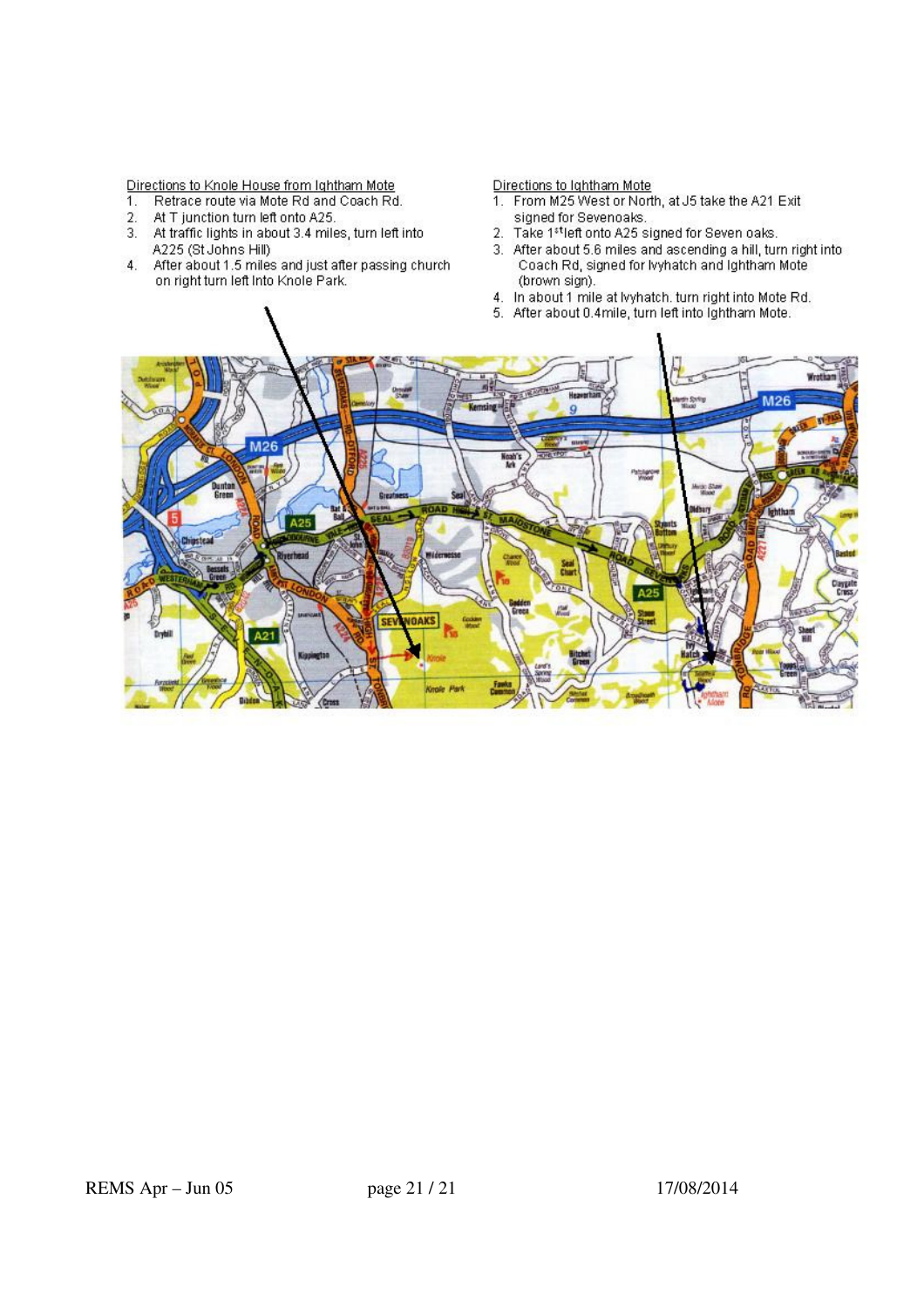Directions to Knole House from Ightham Mote

1. Retrace route via Mote Rd and Coach Rd.
2. At T junction turn left onto A25.
3. At traffic lights in about 3.4 miles, turn left into A225 (St Johns Hill)
4. After about 1.5 miles and just after passing church on right turn left Into Knole Park.

Directions to Ightham Mote

1. From M25 West or North, at J5 take the A21 Exit signed for Sevenoaks.
2. Take 1st left onto A25 signed for Seven oaks.
3. After about 5.6 miles and ascending a hill, turn right into Coach Rd, signed for Ivyhatch and Ightham Mote (brown sign).
4. In about 1 mile at Ivyhatch. turn right into Mote Rd.
5. After about 0.4mile, turn left into Ightham Mote.